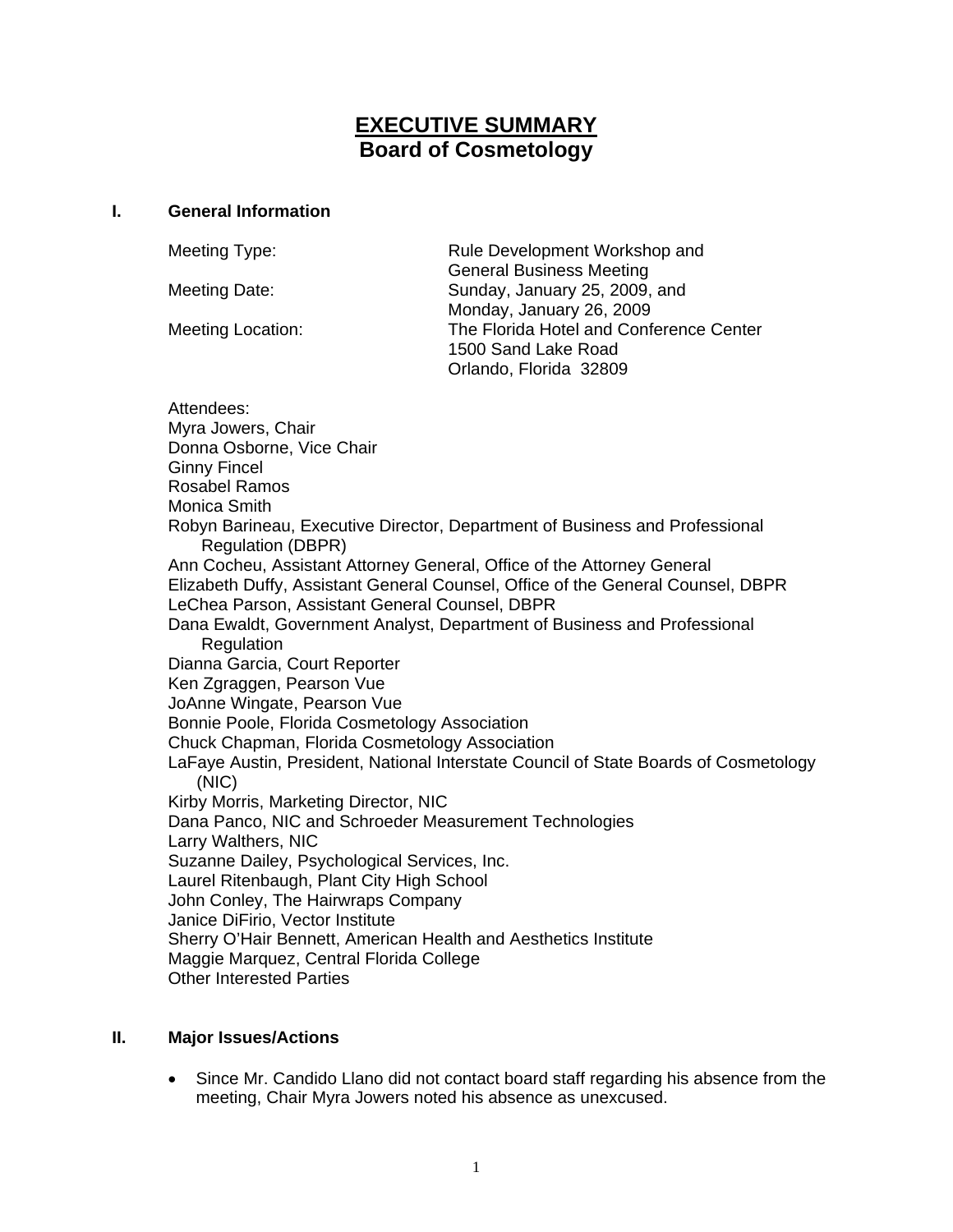# EXECUTIVE SUMMARY
## Board of Cosmetology

### I. General Information

Meeting Type: Rule Development Workshop and General Business Meeting

Meeting Date: Sunday, January 25, 2009, and Monday, January 26, 2009

Meeting Location: The Florida Hotel and Conference Center
1500 Sand Lake Road
Orlando, Florida 32809

Attendees:
Myra Jowers, Chair
Donna Osborne, Vice Chair
Ginny Fincel
Rosabel Ramos
Monica Smith
Robyn Barineau, Executive Director, Department of Business and Professional Regulation (DBPR)
Ann Cocheu, Assistant Attorney General, Office of the Attorney General
Elizabeth Duffy, Assistant General Counsel, Office of the General Counsel, DBPR
LeChea Parson, Assistant General Counsel, DBPR
Dana Ewaldt, Government Analyst, Department of Business and Professional Regulation
Dianna Garcia, Court Reporter
Ken Zgraggen, Pearson Vue
JoAnne Wingate, Pearson Vue
Bonnie Poole, Florida Cosmetology Association
Chuck Chapman, Florida Cosmetology Association
LaFaye Austin, President, National Interstate Council of State Boards of Cosmetology (NIC)
Kirby Morris, Marketing Director, NIC
Dana Panco, NIC and Schroeder Measurement Technologies
Larry Walthers, NIC
Suzanne Dailey, Psychological Services, Inc.
Laurel Ritenbaugh, Plant City High School
John Conley, The Hairwraps Company
Janice DiFirio, Vector Institute
Sherry O'Hair Bennett, American Health and Aesthetics Institute
Maggie Marquez, Central Florida College
Other Interested Parties

### II. Major Issues/Actions

- Since Mr. Candido Llano did not contact board staff regarding his absence from the meeting, Chair Myra Jowers noted his absence as unexcused.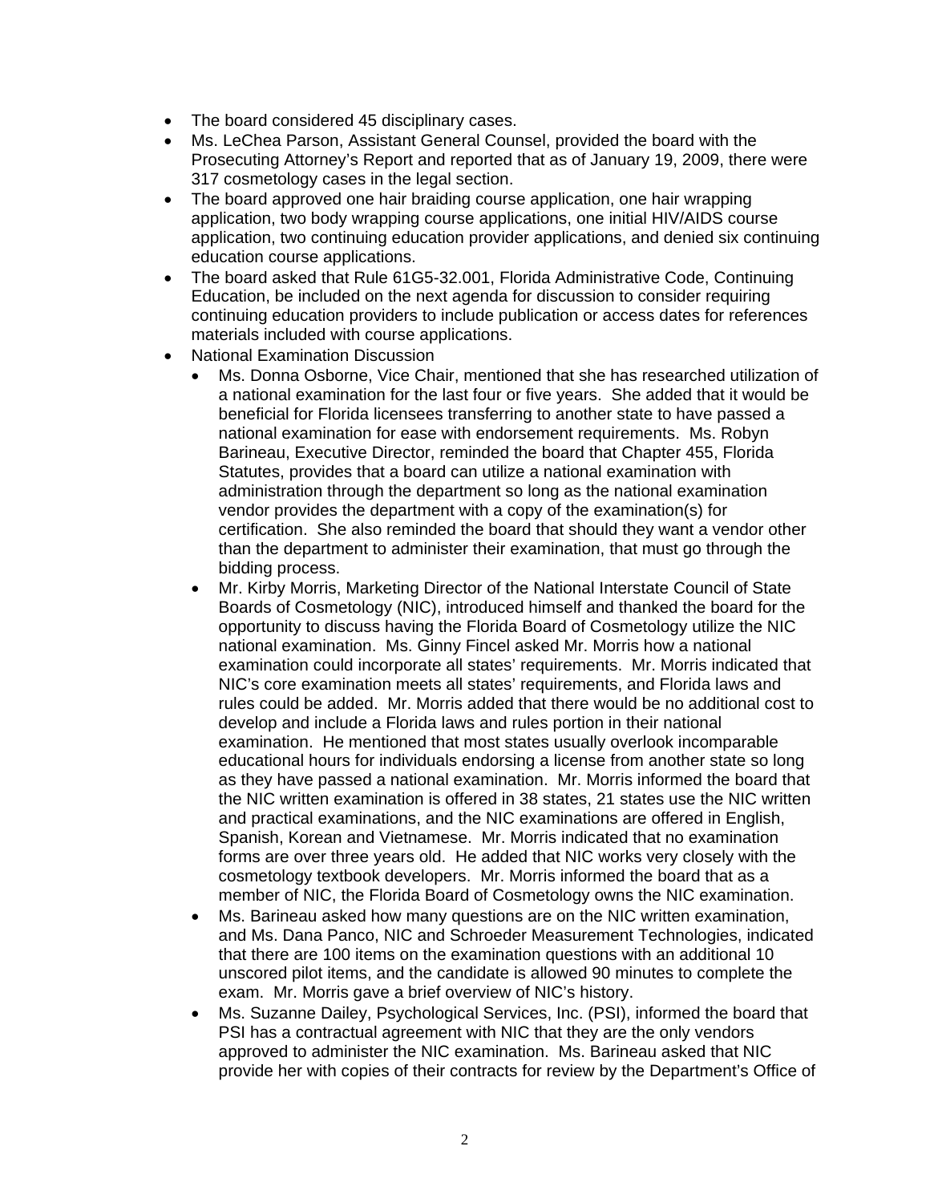- The board considered 45 disciplinary cases.
- Ms. LeChea Parson, Assistant General Counsel, provided the board with the Prosecuting Attorney's Report and reported that as of January 19, 2009, there were 317 cosmetology cases in the legal section.
- The board approved one hair braiding course application, one hair wrapping application, two body wrapping course applications, one initial HIV/AIDS course application, two continuing education provider applications, and denied six continuing education course applications.
- The board asked that Rule 61G5-32.001, Florida Administrative Code, Continuing Education, be included on the next agenda for discussion to consider requiring continuing education providers to include publication or access dates for references materials included with course applications.
- National Examination Discussion
  - Ms. Donna Osborne, Vice Chair, mentioned that she has researched utilization of a national examination for the last four or five years. She added that it would be beneficial for Florida licensees transferring to another state to have passed a national examination for ease with endorsement requirements. Ms. Robyn Barineau, Executive Director, reminded the board that Chapter 455, Florida Statutes, provides that a board can utilize a national examination with administration through the department so long as the national examination vendor provides the department with a copy of the examination(s) for certification. She also reminded the board that should they want a vendor other than the department to administer their examination, that must go through the bidding process.
  - Mr. Kirby Morris, Marketing Director of the National Interstate Council of State Boards of Cosmetology (NIC), introduced himself and thanked the board for the opportunity to discuss having the Florida Board of Cosmetology utilize the NIC national examination. Ms. Ginny Fincel asked Mr. Morris how a national examination could incorporate all states' requirements. Mr. Morris indicated that NIC's core examination meets all states' requirements, and Florida laws and rules could be added. Mr. Morris added that there would be no additional cost to develop and include a Florida laws and rules portion in their national examination. He mentioned that most states usually overlook incomparable educational hours for individuals endorsing a license from another state so long as they have passed a national examination. Mr. Morris informed the board that the NIC written examination is offered in 38 states, 21 states use the NIC written and practical examinations, and the NIC examinations are offered in English, Spanish, Korean and Vietnamese. Mr. Morris indicated that no examination forms are over three years old. He added that NIC works very closely with the cosmetology textbook developers. Mr. Morris informed the board that as a member of NIC, the Florida Board of Cosmetology owns the NIC examination.
  - Ms. Barineau asked how many questions are on the NIC written examination, and Ms. Dana Panco, NIC and Schroeder Measurement Technologies, indicated that there are 100 items on the examination questions with an additional 10 unscored pilot items, and the candidate is allowed 90 minutes to complete the exam. Mr. Morris gave a brief overview of NIC's history.
  - Ms. Suzanne Dailey, Psychological Services, Inc. (PSI), informed the board that PSI has a contractual agreement with NIC that they are the only vendors approved to administer the NIC examination. Ms. Barineau asked that NIC provide her with copies of their contracts for review by the Department's Office of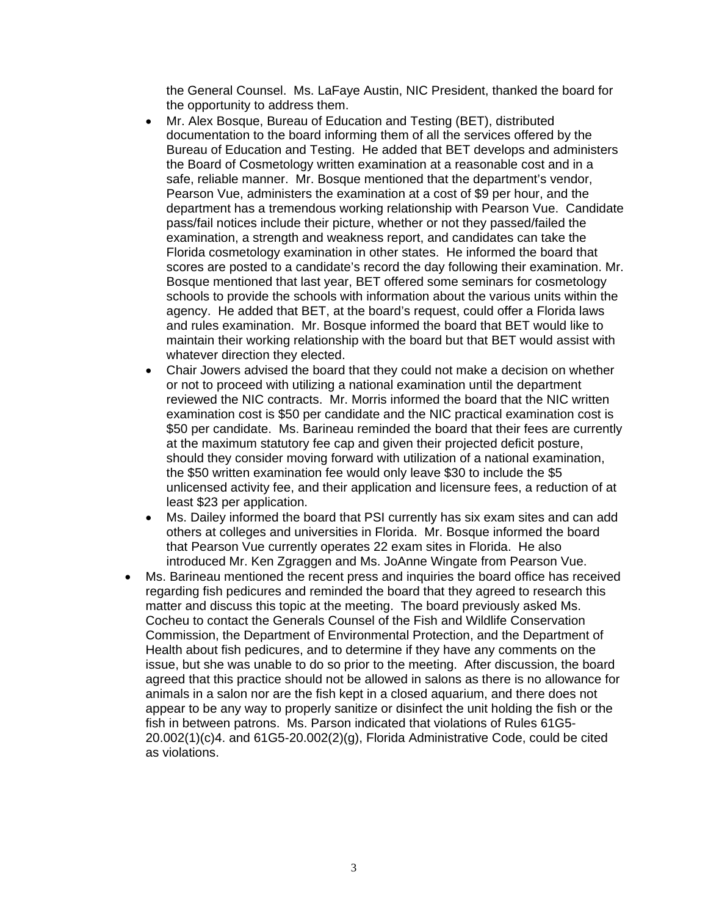the General Counsel. Ms. LaFaye Austin, NIC President, thanked the board for the opportunity to address them.

- Mr. Alex Bosque, Bureau of Education and Testing (BET), distributed documentation to the board informing them of all the services offered by the Bureau of Education and Testing. He added that BET develops and administers the Board of Cosmetology written examination at a reasonable cost and in a safe, reliable manner. Mr. Bosque mentioned that the department's vendor, Pearson Vue, administers the examination at a cost of $9 per hour, and the department has a tremendous working relationship with Pearson Vue. Candidate pass/fail notices include their picture, whether or not they passed/failed the examination, a strength and weakness report, and candidates can take the Florida cosmetology examination in other states. He informed the board that scores are posted to a candidate's record the day following their examination. Mr. Bosque mentioned that last year, BET offered some seminars for cosmetology schools to provide the schools with information about the various units within the agency. He added that BET, at the board's request, could offer a Florida laws and rules examination. Mr. Bosque informed the board that BET would like to maintain their working relationship with the board but that BET would assist with whatever direction they elected.
- Chair Jowers advised the board that they could not make a decision on whether or not to proceed with utilizing a national examination until the department reviewed the NIC contracts. Mr. Morris informed the board that the NIC written examination cost is $50 per candidate and the NIC practical examination cost is $50 per candidate. Ms. Barineau reminded the board that their fees are currently at the maximum statutory fee cap and given their projected deficit posture, should they consider moving forward with utilization of a national examination, the $50 written examination fee would only leave $30 to include the $5 unlicensed activity fee, and their application and licensure fees, a reduction of at least $23 per application.
- Ms. Dailey informed the board that PSI currently has six exam sites and can add others at colleges and universities in Florida. Mr. Bosque informed the board that Pearson Vue currently operates 22 exam sites in Florida. He also introduced Mr. Ken Zgraggen and Ms. JoAnne Wingate from Pearson Vue.

- Ms. Barineau mentioned the recent press and inquiries the board office has received regarding fish pedicures and reminded the board that they agreed to research this matter and discuss this topic at the meeting. The board previously asked Ms. Cocheu to contact the Generals Counsel of the Fish and Wildlife Conservation Commission, the Department of Environmental Protection, and the Department of Health about fish pedicures, and to determine if they have any comments on the issue, but she was unable to do so prior to the meeting. After discussion, the board agreed that this practice should not be allowed in salons as there is no allowance for animals in a salon nor are the fish kept in a closed aquarium, and there does not appear to be any way to properly sanitize or disinfect the unit holding the fish or the fish in between patrons. Ms. Parson indicated that violations of Rules 61G5-20.002(1)(c)4. and 61G5-20.002(2)(g), Florida Administrative Code, could be cited as violations.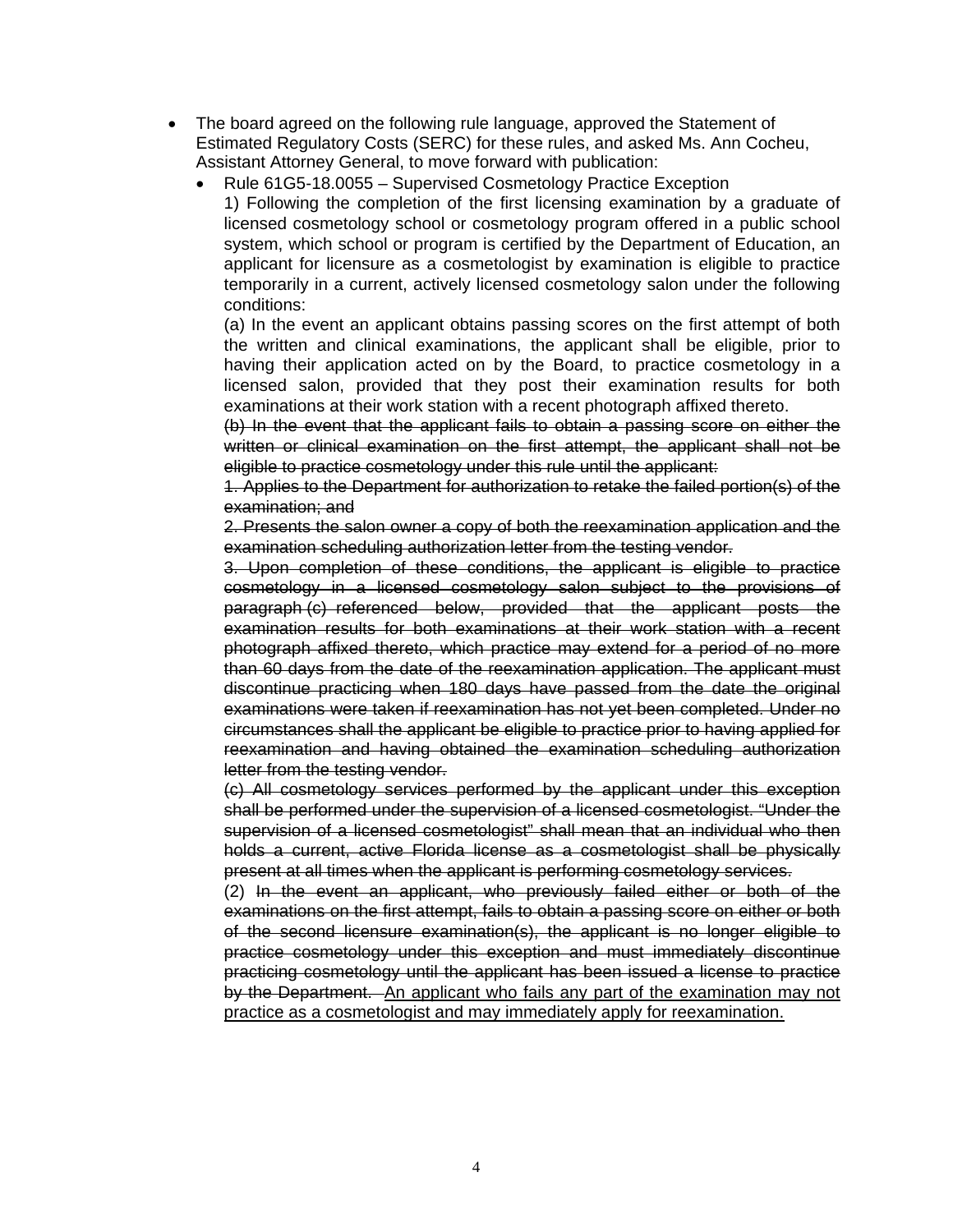- The board agreed on the following rule language, approved the Statement of Estimated Regulatory Costs (SERC) for these rules, and asked Ms. Ann Cocheu, Assistant Attorney General, to move forward with publication:
  - Rule 61G5-18.0055 – Supervised Cosmetology Practice Exception

    1) Following the completion of the first licensing examination by a graduate of licensed cosmetology school or cosmetology program offered in a public school system, which school or program is certified by the Department of Education, an applicant for licensure as a cosmetologist by examination is eligible to practice temporarily in a current, actively licensed cosmetology salon under the following conditions:

    (a) In the event an applicant obtains passing scores on the first attempt of both the written and clinical examinations, the applicant shall be eligible, prior to having their application acted on by the Board, to practice cosmetology in a licensed salon, provided that they post their examination results for both examinations at their work station with a recent photograph affixed thereto.

    ~~(b) In the event that the applicant fails to obtain a passing score on either the written or clinical examination on the first attempt, the applicant shall not be eligible to practice cosmetology under this rule until the applicant:~~

    ~~1. Applies to the Department for authorization to retake the failed portion(s) of the examination; and~~

    ~~2. Presents the salon owner a copy of both the reexamination application and the examination scheduling authorization letter from the testing vendor.~~

    ~~3. Upon completion of these conditions, the applicant is eligible to practice cosmetology in a licensed cosmetology salon subject to the provisions of paragraph (c) referenced below, provided that the applicant posts the examination results for both examinations at their work station with a recent photograph affixed thereto, which practice may extend for a period of no more than 60 days from the date of the reexamination application. The applicant must discontinue practicing when 180 days have passed from the date the original examinations were taken if reexamination has not yet been completed. Under no circumstances shall the applicant be eligible to practice prior to having applied for reexamination and having obtained the examination scheduling authorization letter from the testing vendor.~~

    ~~(c) All cosmetology services performed by the applicant under this exception shall be performed under the supervision of a licensed cosmetologist. "Under the supervision of a licensed cosmetologist" shall mean that an individual who then holds a current, active Florida license as a cosmetologist shall be physically present at all times when the applicant is performing cosmetology services.~~

    (2) ~~In the event an applicant, who previously failed either or both of the examinations on the first attempt, fails to obtain a passing score on either or both of the second licensure examination(s), the applicant is no longer eligible to practice cosmetology under this exception and must immediately discontinue practicing cosmetology until the applicant has been issued a license to practice by the Department.~~ <u>An applicant who fails any part of the examination may not practice as a cosmetologist and may immediately apply for reexamination.</u>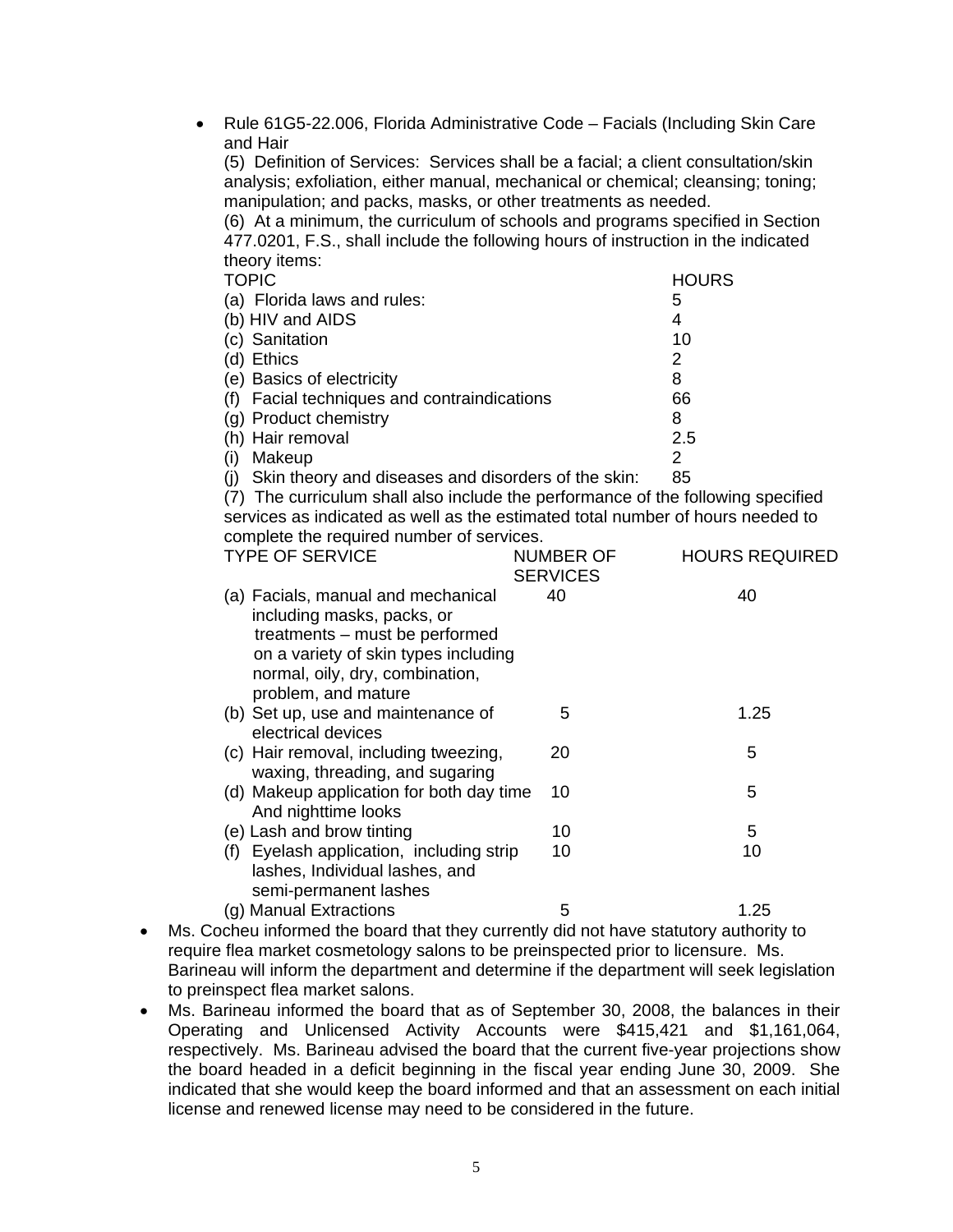- Rule 61G5-22.006, Florida Administrative Code – Facials (Including Skin Care and Hair

  (5) Definition of Services: Services shall be a facial; a client consultation/skin analysis; exfoliation, either manual, mechanical or chemical; cleansing; toning; manipulation; and packs, masks, or other treatments as needed.

  (6) At a minimum, the curriculum of schools and programs specified in Section 477.0201, F.S., shall include the following hours of instruction in the indicated theory items:

  | TOPIC | HOURS |
  |---|---|
  | (a) Florida laws and rules: | 5 |
  | (b) HIV and AIDS | 4 |
  | (c) Sanitation | 10 |
  | (d) Ethics | 2 |
  | (e) Basics of electricity | 8 |
  | (f) Facial techniques and contraindications | 66 |
  | (g) Product chemistry | 8 |
  | (h) Hair removal | 2.5 |
  | (i) Makeup | 2 |
  | (j) Skin theory and diseases and disorders of the skin: | 85 |

  (7) The curriculum shall also include the performance of the following specified services as indicated as well as the estimated total number of hours needed to complete the required number of services.

  | TYPE OF SERVICE | NUMBER OF SERVICES | HOURS REQUIRED |
  |---|---|---|
  | (a) Facials, manual and mechanical including masks, packs, or treatments – must be performed on a variety of skin types including normal, oily, dry, combination, problem, and mature | 40 | 40 |
  | (b) Set up, use and maintenance of electrical devices | 5 | 1.25 |
  | (c) Hair removal, including tweezing, waxing, threading, and sugaring | 20 | 5 |
  | (d) Makeup application for both day time And nighttime looks | 10 | 5 |
  | (e) Lash and brow tinting | 10 | 5 |
  | (f) Eyelash application, including strip lashes, Individual lashes, and semi-permanent lashes | 10 | 10 |
  | (g) Manual Extractions | 5 | 1.25 |

- Ms. Cocheu informed the board that they currently did not have statutory authority to require flea market cosmetology salons to be preinspected prior to licensure. Ms. Barineau will inform the department and determine if the department will seek legislation to preinspect flea market salons.
- Ms. Barineau informed the board that as of September 30, 2008, the balances in their Operating and Unlicensed Activity Accounts were $415,421 and $1,161,064, respectively. Ms. Barineau advised the board that the current five-year projections show the board headed in a deficit beginning in the fiscal year ending June 30, 2009. She indicated that she would keep the board informed and that an assessment on each initial license and renewed license may need to be considered in the future.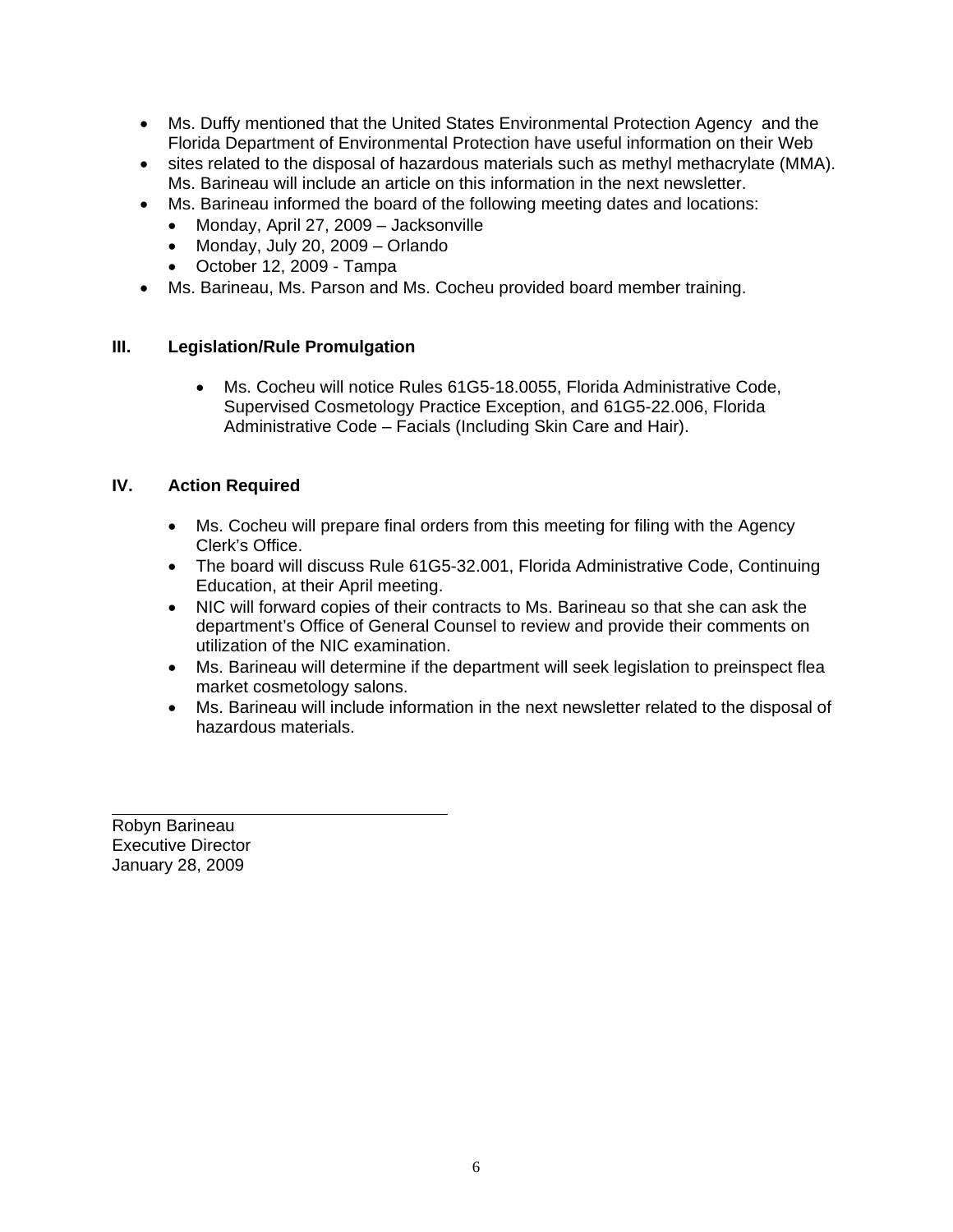- Ms. Duffy mentioned that the United States Environmental Protection Agency and the Florida Department of Environmental Protection have useful information on their Web
- sites related to the disposal of hazardous materials such as methyl methacrylate (MMA). Ms. Barineau will include an article on this information in the next newsletter.
- Ms. Barineau informed the board of the following meeting dates and locations:
  - Monday, April 27, 2009 – Jacksonville
  - Monday, July 20, 2009 – Orlando
  - October 12, 2009 - Tampa
- Ms. Barineau, Ms. Parson and Ms. Cocheu provided board member training.

## III. Legislation/Rule Promulgation

- Ms. Cocheu will notice Rules 61G5-18.0055, Florida Administrative Code, Supervised Cosmetology Practice Exception, and 61G5-22.006, Florida Administrative Code – Facials (Including Skin Care and Hair).

## IV. Action Required

- Ms. Cocheu will prepare final orders from this meeting for filing with the Agency Clerk's Office.
- The board will discuss Rule 61G5-32.001, Florida Administrative Code, Continuing Education, at their April meeting.
- NIC will forward copies of their contracts to Ms. Barineau so that she can ask the department's Office of General Counsel to review and provide their comments on utilization of the NIC examination.
- Ms. Barineau will determine if the department will seek legislation to preinspect flea market cosmetology salons.
- Ms. Barineau will include information in the next newsletter related to the disposal of hazardous materials.

Robyn Barineau
Executive Director
January 28, 2009